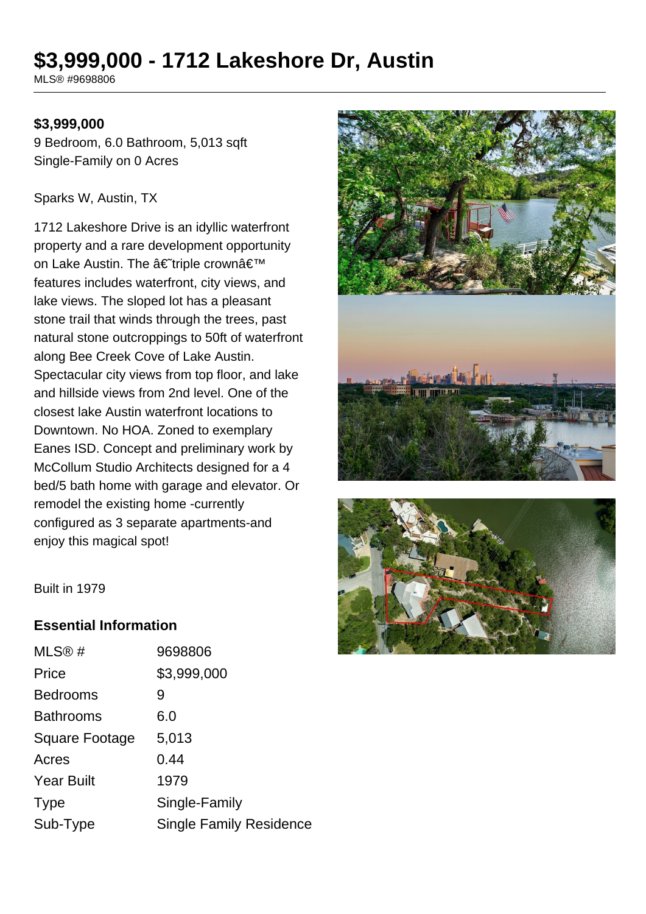# $3,999,000 - 1712 Lakeshore Dr, Austin

MLS® #9698806

**$3,999,000**

9 Bedroom, 6.0 Bathroom, 5,013 sqft
Single-Family on 0 Acres

Sparks W, Austin, TX

1712 Lakeshore Drive is an idyllic waterfront property and a rare development opportunity on Lake Austin. The â€˜triple crownâ€™ features includes waterfront, city views, and lake views. The sloped lot has a pleasant stone trail that winds through the trees, past natural stone outcroppings to 50ft of waterfront along Bee Creek Cove of Lake Austin. Spectacular city views from top floor, and lake and hillside views from 2nd level. One of the closest lake Austin waterfront locations to Downtown. No HOA. Zoned to exemplary Eanes ISD. Concept and preliminary work by McCollum Studio Architects designed for a 4 bed/5 bath home with garage and elevator. Or remodel the existing home -currently configured as 3 separate apartments-and enjoy this magical spot!

Built in 1979

## Essential Information

| | |
|---|---|
| MLS® # | 9698806 |
| Price | $3,999,000 |
| Bedrooms | 9 |
| Bathrooms | 6.0 |
| Square Footage | 5,013 |
| Acres | 0.44 |
| Year Built | 1979 |
| Type | Single-Family |
| Sub-Type | Single Family Residence |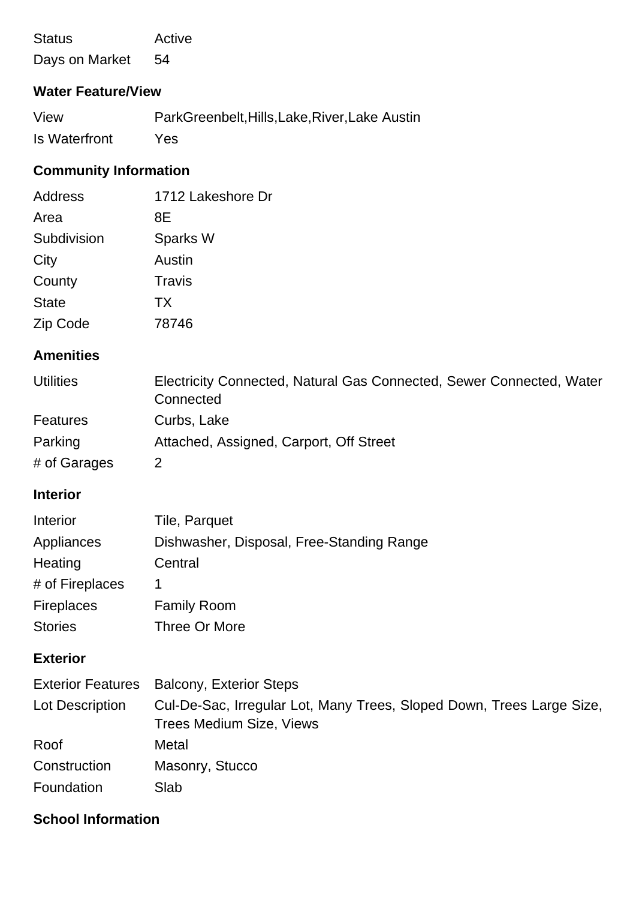| | |
|---|---|
| Status | Active |
| Days on Market | 54 |

### Water Feature/View

| | |
|---|---|
| View | ParkGreenbelt,Hills,Lake,River,Lake Austin |
| Is Waterfront | Yes |

### Community Information

| | |
|---|---|
| Address | 1712 Lakeshore Dr |
| Area | 8E |
| Subdivision | Sparks W |
| City | Austin |
| County | Travis |
| State | TX |
| Zip Code | 78746 |

### Amenities

| | |
|---|---|
| Utilities | Electricity Connected, Natural Gas Connected, Sewer Connected, Water Connected |
| Features | Curbs, Lake |
| Parking | Attached, Assigned, Carport, Off Street |
| # of Garages | 2 |

### Interior

| | |
|---|---|
| Interior | Tile, Parquet |
| Appliances | Dishwasher, Disposal, Free-Standing Range |
| Heating | Central |
| # of Fireplaces | 1 |
| Fireplaces | Family Room |
| Stories | Three Or More |

### Exterior

| | |
|---|---|
| Exterior Features | Balcony, Exterior Steps |
| Lot Description | Cul-De-Sac, Irregular Lot, Many Trees, Sloped Down, Trees Large Size, Trees Medium Size, Views |
| Roof | Metal |
| Construction | Masonry, Stucco |
| Foundation | Slab |

### School Information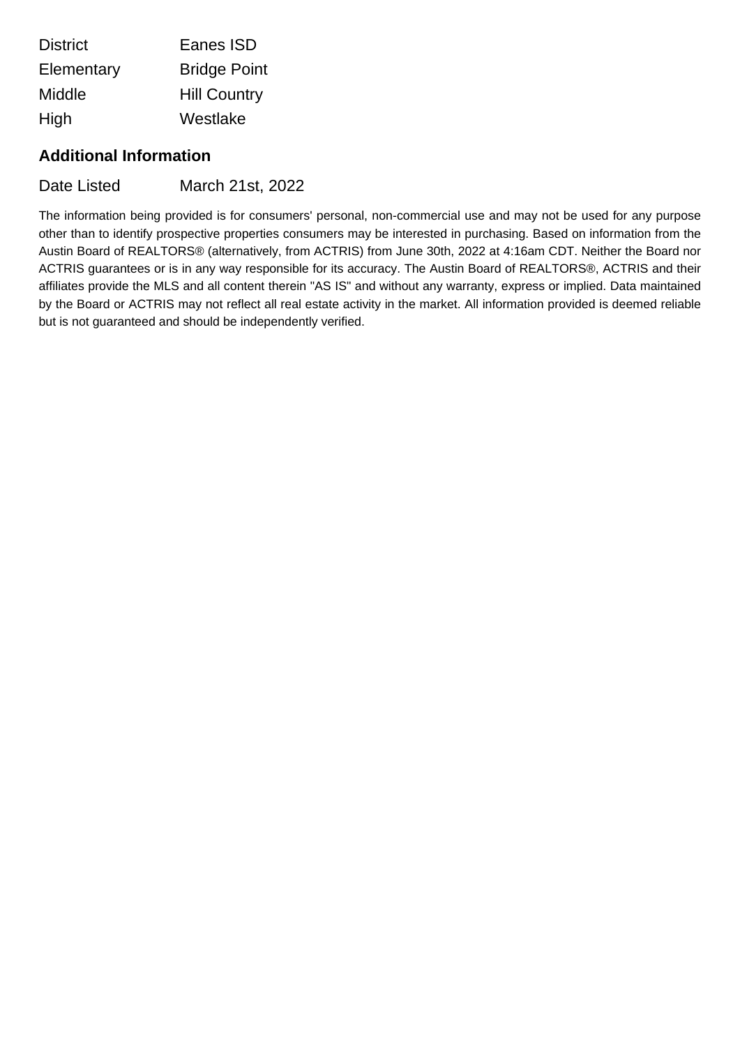| | |
|---|---|
| District | Eanes ISD |
| Elementary | Bridge Point |
| Middle | Hill Country |
| High | Westlake |

## Additional Information

| | |
|---|---|
| Date Listed | March 21st, 2022 |

The information being provided is for consumers' personal, non-commercial use and may not be used for any purpose other than to identify prospective properties consumers may be interested in purchasing. Based on information from the Austin Board of REALTORS® (alternatively, from ACTRIS) from June 30th, 2022 at 4:16am CDT. Neither the Board nor ACTRIS guarantees or is in any way responsible for its accuracy. The Austin Board of REALTORS®, ACTRIS and their affiliates provide the MLS and all content therein "AS IS" and without any warranty, express or implied. Data maintained by the Board or ACTRIS may not reflect all real estate activity in the market. All information provided is deemed reliable but is not guaranteed and should be independently verified.